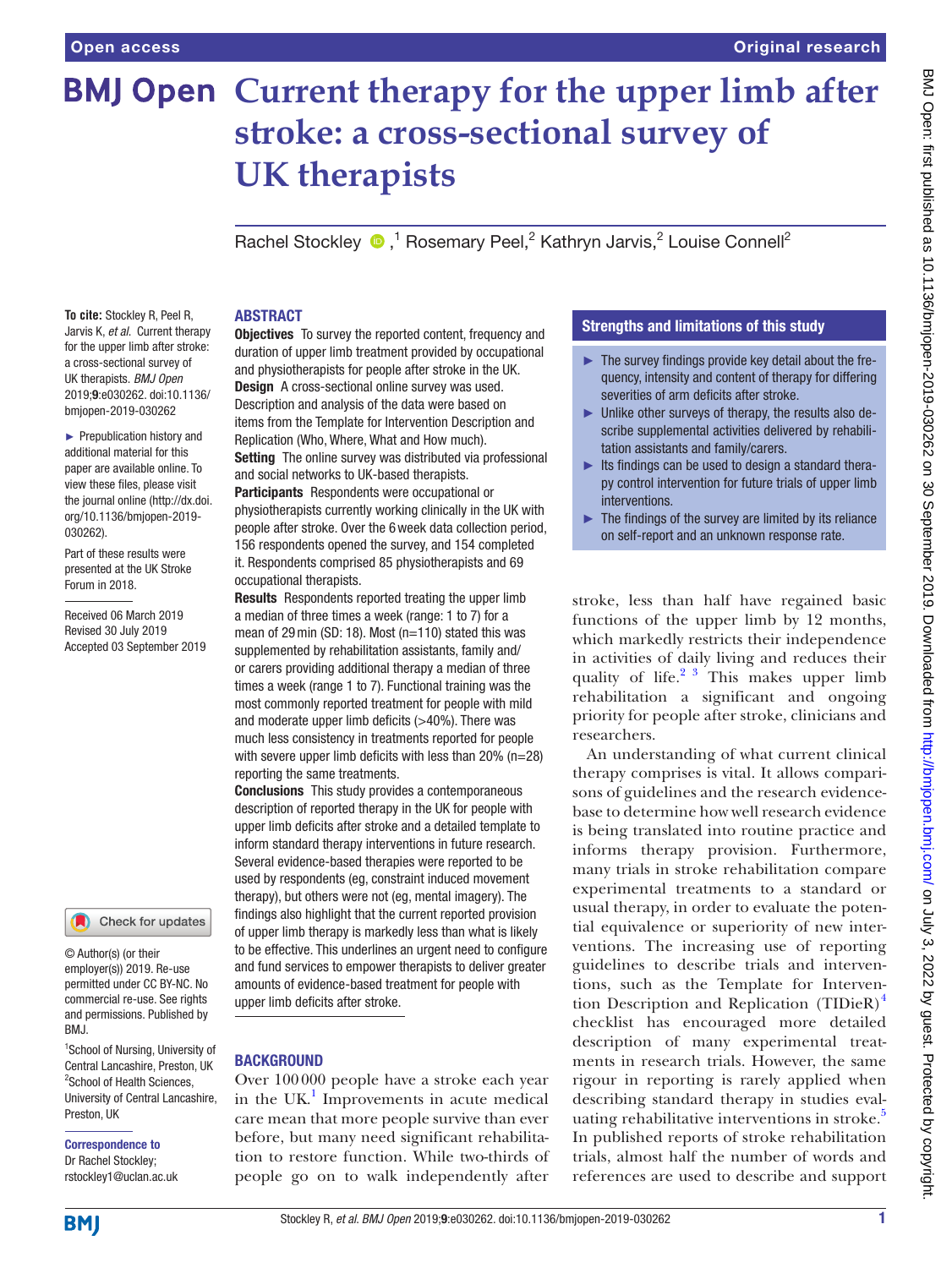Open access | Original research

# Current therapy for the upper limb after stroke: a cross-sectional survey of UK therapists

Rachel Stockley [1], Rosemary Peel [2], Kathryn Jarvis [2], Louise Connell [2]

**To cite:** Stockley R, Peel R, Jarvis K, *et al*. Current therapy for the upper limb after stroke: a cross-sectional survey of UK therapists. *BMJ Open* 2019;**9**:e030262. doi:10.1136/bmjopen-2019-030262

► Prepublication history and additional material for this paper are available online. To view these files, please visit the journal online (http://dx.doi.org/10.1136/bmjopen-2019-030262).

Part of these results were presented at the UK Stroke Forum in 2018.

Received 06 March 2019
Revised 30 July 2019
Accepted 03 September 2019

## ABSTRACT

**Objectives** To survey the reported content, frequency and duration of upper limb treatment provided by occupational and physiotherapists for people after stroke in the UK.

**Design** A cross-sectional online survey was used. Description and analysis of the data were based on items from the Template for Intervention Description and Replication (Who, Where, What and How much).

**Setting** The online survey was distributed via professional and social networks to UK-based therapists.

**Participants** Respondents were occupational or physiotherapists currently working clinically in the UK with people after stroke. Over the 6 week data collection period, 156 respondents opened the survey, and 154 completed it. Respondents comprised 85 physiotherapists and 69 occupational therapists.

**Results** Respondents reported treating the upper limb a median of three times a week (range: 1 to 7) for a mean of 29 min (SD: 18). Most (n=110) stated this was supplemented by rehabilitation assistants, family and/or carers providing additional therapy a median of three times a week (range 1 to 7). Functional training was the most commonly reported treatment for people with mild and moderate upper limb deficits (>40%). There was much less consistency in treatments reported for people with severe upper limb deficits with less than 20% (n=28) reporting the same treatments.

**Conclusions** This study provides a contemporaneous description of reported therapy in the UK for people with upper limb deficits after stroke and a detailed template to inform standard therapy interventions in future research. Several evidence-based therapies were reported to be used by respondents (eg, constraint induced movement therapy), but others were not (eg, mental imagery). The findings also highlight that the current reported provision of upper limb therapy is markedly less than what is likely to be effective. This underlines an urgent need to configure and fund services to empower therapists to deliver greater amounts of evidence-based treatment for people with upper limb deficits after stroke.

## Strengths and limitations of this study

- ► The survey findings provide key detail about the frequency, intensity and content of therapy for differing severities of arm deficits after stroke.
- ► Unlike other surveys of therapy, the results also describe supplemental activities delivered by rehabilitation assistants and family/carers.
- ► Its findings can be used to design a standard therapy control intervention for future trials of upper limb interventions.
- ► The findings of the survey are limited by its reliance on self-report and an unknown response rate.

## BACKGROUND

Over 100 000 people have a stroke each year in the UK.[1] Improvements in acute medical care mean that more people survive than ever before, but many need significant rehabilitation to restore function. While two-thirds of people go on to walk independently after stroke, less than half have regained basic functions of the upper limb by 12 months, which markedly restricts their independence in activities of daily living and reduces their quality of life.[2 3] This makes upper limb rehabilitation a significant and ongoing priority for people after stroke, clinicians and researchers.

An understanding of what current clinical therapy comprises is vital. It allows comparisons of guidelines and the research evidence-base to determine how well research evidence is being translated into routine practice and informs therapy provision. Furthermore, many trials in stroke rehabilitation compare experimental treatments to a standard or usual therapy, in order to evaluate the potential equivalence or superiority of new interventions. The increasing use of reporting guidelines to describe trials and interventions, such as the Template for Intervention Description and Replication (TIDieR)[4] checklist has encouraged more detailed description of many experimental treatments in research trials. However, the same rigour in reporting is rarely applied when describing standard therapy in studies evaluating rehabilitative interventions in stroke.[5] In published reports of stroke rehabilitation trials, almost half the number of words and references are used to describe and support

© Author(s) (or their employer(s)) 2019. Re-use permitted under CC BY-NC. No commercial re-use. See rights and permissions. Published by BMJ.

[1] School of Nursing, University of Central Lancashire, Preston, UK
[2] School of Health Sciences, University of Central Lancashire, Preston, UK

**Correspondence to**
Dr Rachel Stockley;
rstockley1@uclan.ac.uk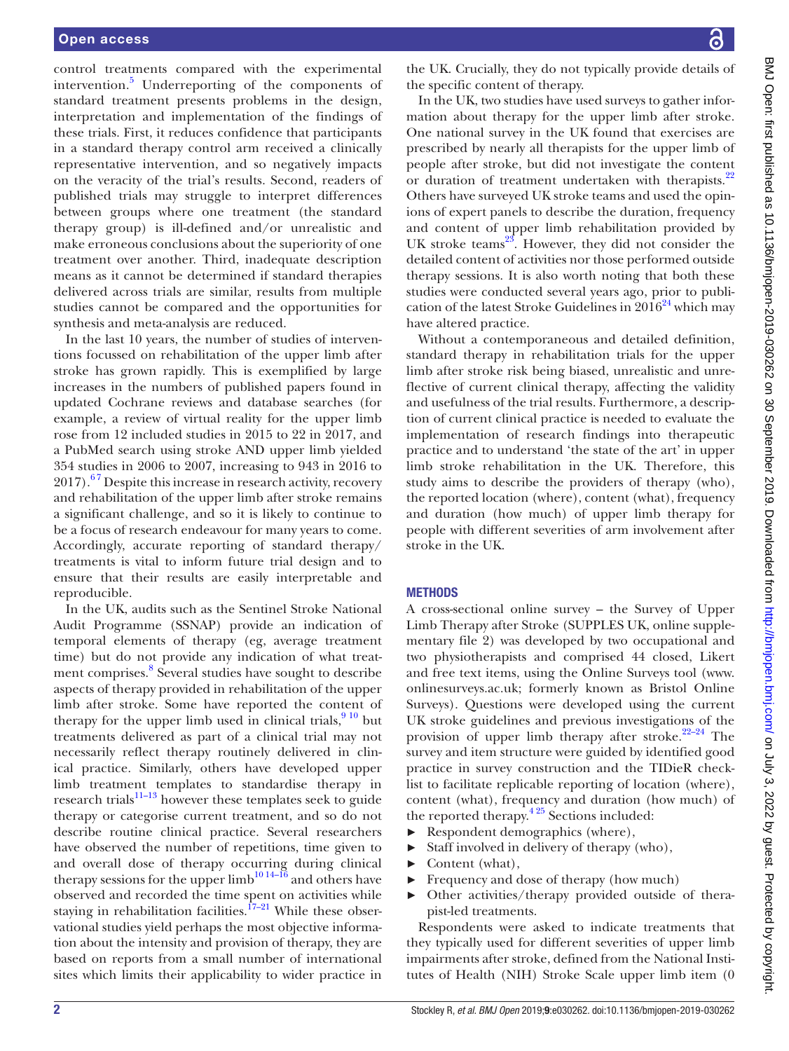control treatments compared with the experimental intervention.[5] Underreporting of the components of standard treatment presents problems in the design, interpretation and implementation of the findings of these trials. First, it reduces confidence that participants in a standard therapy control arm received a clinically representative intervention, and so negatively impacts on the veracity of the trial's results. Second, readers of published trials may struggle to interpret differences between groups where one treatment (the standard therapy group) is ill-defined and/or unrealistic and make erroneous conclusions about the superiority of one treatment over another. Third, inadequate description means as it cannot be determined if standard therapies delivered across trials are similar, results from multiple studies cannot be compared and the opportunities for synthesis and meta-analysis are reduced.

In the last 10 years, the number of studies of interventions focussed on rehabilitation of the upper limb after stroke has grown rapidly. This is exemplified by large increases in the numbers of published papers found in updated Cochrane reviews and database searches (for example, a review of virtual reality for the upper limb rose from 12 included studies in 2015 to 22 in 2017, and a PubMed search using stroke AND upper limb yielded 354 studies in 2006 to 2007, increasing to 943 in 2016 to 2017).[6 7] Despite this increase in research activity, recovery and rehabilitation of the upper limb after stroke remains a significant challenge, and so it is likely to continue to be a focus of research endeavour for many years to come. Accordingly, accurate reporting of standard therapy/treatments is vital to inform future trial design and to ensure that their results are easily interpretable and reproducible.

In the UK, audits such as the Sentinel Stroke National Audit Programme (SSNAP) provide an indication of temporal elements of therapy (eg, average treatment time) but do not provide any indication of what treatment comprises.[8] Several studies have sought to describe aspects of therapy provided in rehabilitation of the upper limb after stroke. Some have reported the content of therapy for the upper limb used in clinical trials,[9 10] but treatments delivered as part of a clinical trial may not necessarily reflect therapy routinely delivered in clinical practice. Similarly, others have developed upper limb treatment templates to standardise therapy in research trials[11–13] however these templates seek to guide therapy or categorise current treatment, and so do not describe routine clinical practice. Several researchers have observed the number of repetitions, time given to and overall dose of therapy occurring during clinical therapy sessions for the upper limb[10 14–16] and others have observed and recorded the time spent on activities while staying in rehabilitation facilities.[17–21] While these observational studies yield perhaps the most objective information about the intensity and provision of therapy, they are based on reports from a small number of international sites which limits their applicability to wider practice in the UK. Crucially, they do not typically provide details of the specific content of therapy.

In the UK, two studies have used surveys to gather information about therapy for the upper limb after stroke. One national survey in the UK found that exercises are prescribed by nearly all therapists for the upper limb of people after stroke, but did not investigate the content or duration of treatment undertaken with therapists.[22] Others have surveyed UK stroke teams and used the opinions of expert panels to describe the duration, frequency and content of upper limb rehabilitation provided by UK stroke teams[23]. However, they did not consider the detailed content of activities nor those performed outside therapy sessions. It is also worth noting that both these studies were conducted several years ago, prior to publication of the latest Stroke Guidelines in 2016[24] which may have altered practice.

Without a contemporaneous and detailed definition, standard therapy in rehabilitation trials for the upper limb after stroke risk being biased, unrealistic and unreflective of current clinical therapy, affecting the validity and usefulness of the trial results. Furthermore, a description of current clinical practice is needed to evaluate the implementation of research findings into therapeutic practice and to understand 'the state of the art' in upper limb stroke rehabilitation in the UK. Therefore, this study aims to describe the providers of therapy (who), the reported location (where), content (what), frequency and duration (how much) of upper limb therapy for people with different severities of arm involvement after stroke in the UK.

## METHODS

A cross-sectional online survey – the Survey of Upper Limb Therapy after Stroke (SUPPLES UK, online supplementary file 2) was developed by two occupational and two physiotherapists and comprised 44 closed, Likert and free text items, using the Online Surveys tool (www.onlinesurveys.ac.uk; formerly known as Bristol Online Surveys). Questions were developed using the current UK stroke guidelines and previous investigations of the provision of upper limb therapy after stroke.[22–24] The survey and item structure were guided by identified good practice in survey construction and the TIDieR checklist to facilitate replicable reporting of location (where), content (what), frequency and duration (how much) of the reported therapy.[4 25] Sections included:

- Respondent demographics (where),
- Staff involved in delivery of therapy (who),
- Content (what),
- Frequency and dose of therapy (how much)
- Other activities/therapy provided outside of therapist-led treatments.

Respondents were asked to indicate treatments that they typically used for different severities of upper limb impairments after stroke, defined from the National Institutes of Health (NIH) Stroke Scale upper limb item (0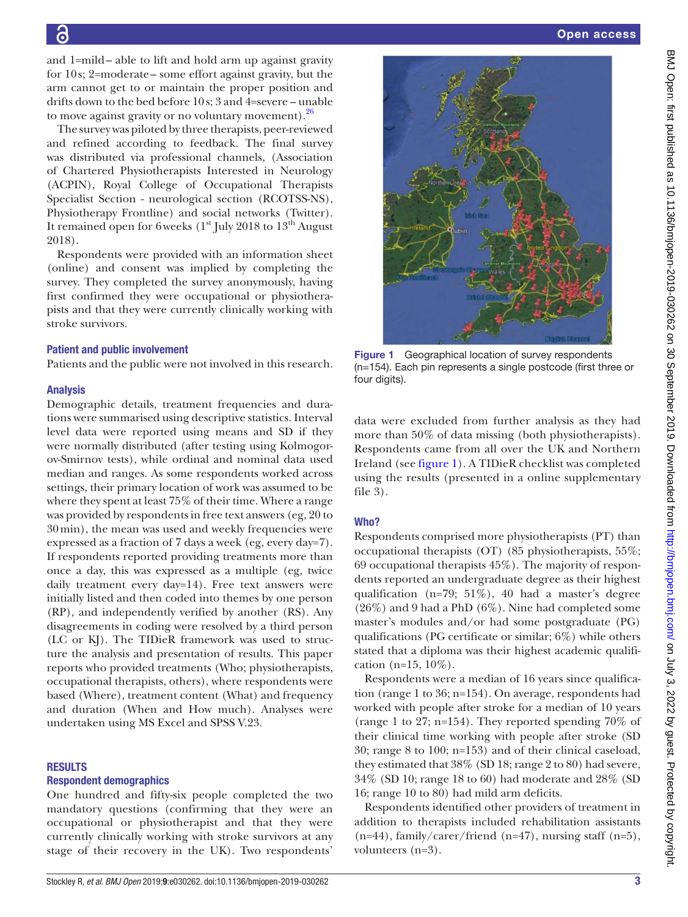and 1=mild – able to lift and hold arm up against gravity for 10 s; 2=moderate – some effort against gravity, but the arm cannot get to or maintain the proper position and drifts down to the bed before 10 s; 3 and 4=severe – unable to move against gravity or no voluntary movement).[26]

The survey was piloted by three therapists, peer-reviewed and refined according to feedback. The final survey was distributed via professional channels, (Association of Chartered Physiotherapists Interested in Neurology (ACPIN), Royal College of Occupational Therapists Specialist Section - neurological section (RCOTSS-NS), Physiotherapy Frontline) and social networks (Twitter). It remained open for 6 weeks (1st July 2018 to 13th August 2018).

Respondents were provided with an information sheet (online) and consent was implied by completing the survey. They completed the survey anonymously, having first confirmed they were occupational or physiotherapists and that they were currently clinically working with stroke survivors.

### Patient and public involvement

Patients and the public were not involved in this research.

### Analysis

Demographic details, treatment frequencies and durations were summarised using descriptive statistics. Interval level data were reported using means and SD if they were normally distributed (after testing using Kolmogorov-Smirnov tests), while ordinal and nominal data used median and ranges. As some respondents worked across settings, their primary location of work was assumed to be where they spent at least 75% of their time. Where a range was provided by respondents in free text answers (eg, 20 to 30 min), the mean was used and weekly frequencies were expressed as a fraction of 7 days a week (eg, every day=7). If respondents reported providing treatments more than once a day, this was expressed as a multiple (eg, twice daily treatment every day=14). Free text answers were initially listed and then coded into themes by one person (RP), and independently verified by another (RS). Any disagreements in coding were resolved by a third person (LC or KJ). The TIDieR framework was used to structure the analysis and presentation of results. This paper reports who provided treatments (Who; physiotherapists, occupational therapists, others), where respondents were based (Where), treatment content (What) and frequency and duration (When and How much). Analyses were undertaken using MS Excel and SPSS V.23.

## RESULTS

### Respondent demographics

One hundred and fifty-six people completed the two mandatory questions (confirming that they were an occupational or physiotherapist and that they were currently clinically working with stroke survivors at any stage of their recovery in the UK). Two respondents' data were excluded from further analysis as they had more than 50% of data missing (both physiotherapists). Respondents came from all over the UK and Northern Ireland (see figure 1). A TIDieR checklist was completed using the results (presented in a online supplementary file 3).

Figure 1 Geographical location of survey respondents (n=154). Each pin represents a single postcode (first three or four digits).

### Who?

Respondents comprised more physiotherapists (PT) than occupational therapists (OT) (85 physiotherapists, 55%; 69 occupational therapists 45%). The majority of respondents reported an undergraduate degree as their highest qualification (n=79; 51%), 40 had a master's degree (26%) and 9 had a PhD (6%). Nine had completed some master's modules and/or had some postgraduate (PG) qualifications (PG certificate or similar; 6%) while others stated that a diploma was their highest academic qualification (n=15, 10%).

Respondents were a median of 16 years since qualification (range 1 to 36; n=154). On average, respondents had worked with people after stroke for a median of 10 years (range 1 to 27; n=154). They reported spending 70% of their clinical time working with people after stroke (SD 30; range 8 to 100; n=153) and of their clinical caseload, they estimated that 38% (SD 18; range 2 to 80) had severe, 34% (SD 10; range 18 to 60) had moderate and 28% (SD 16; range 10 to 80) had mild arm deficits.

Respondents identified other providers of treatment in addition to therapists included rehabilitation assistants (n=44), family/carer/friend (n=47), nursing staff (n=5), volunteers (n=3).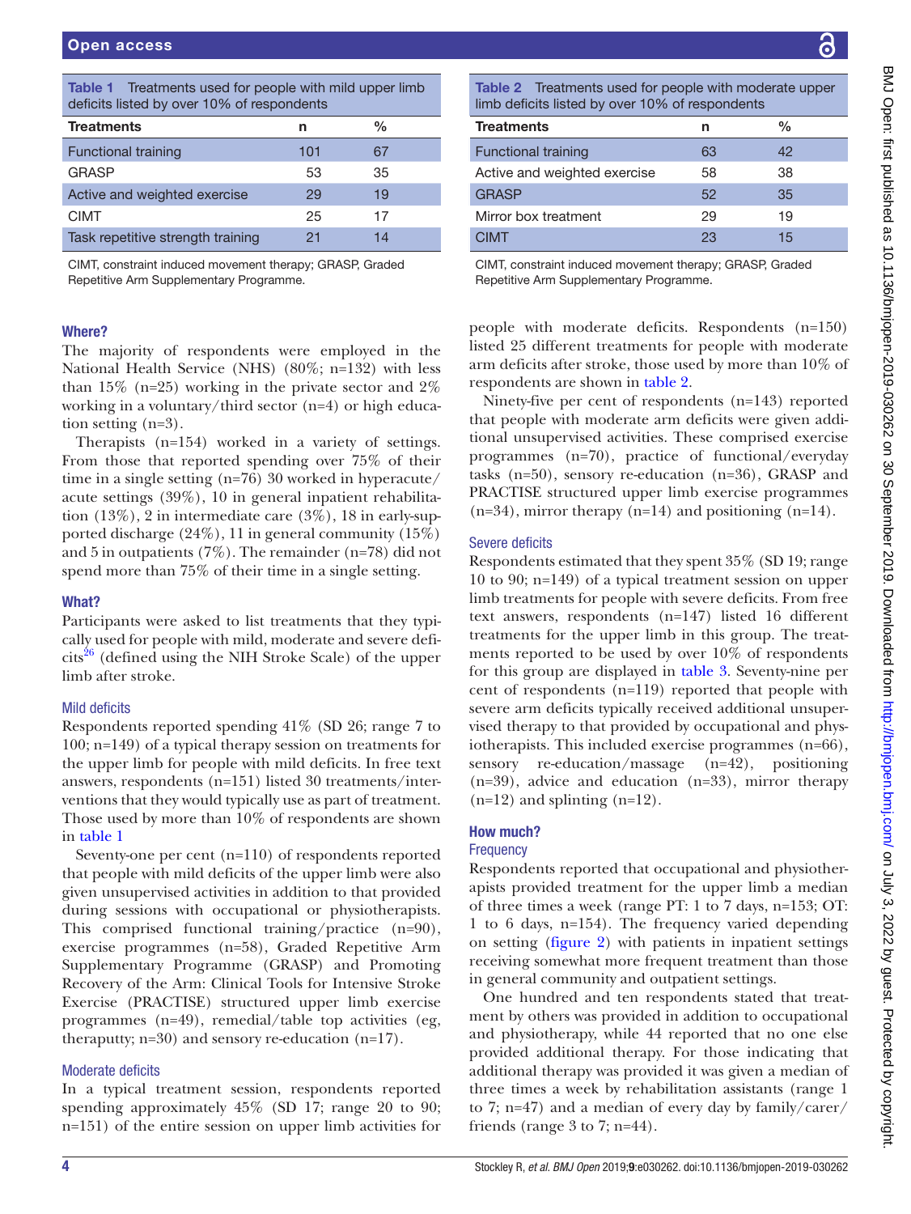**Table 1** Treatments used for people with mild upper limb deficits listed by over 10% of respondents

| Treatments | n | % |
|---|---|---|
| Functional training | 101 | 67 |
| GRASP | 53 | 35 |
| Active and weighted exercise | 29 | 19 |
| CIMT | 25 | 17 |
| Task repetitive strength training | 21 | 14 |

CIMT, constraint induced movement therapy; GRASP, Graded Repetitive Arm Supplementary Programme.

### Where?

The majority of respondents were employed in the National Health Service (NHS) (80%; n=132) with less than 15% (n=25) working in the private sector and 2% working in a voluntary/third sector (n=4) or high education setting (n=3).

Therapists (n=154) worked in a variety of settings. From those that reported spending over 75% of their time in a single setting (n=76) 30 worked in hyperacute/acute settings (39%), 10 in general inpatient rehabilitation (13%), 2 in intermediate care (3%), 18 in early-supported discharge (24%), 11 in general community (15%) and 5 in outpatients (7%). The remainder (n=78) did not spend more than 75% of their time in a single setting.

### What?

Participants were asked to list treatments that they typically used for people with mild, moderate and severe deficits[26] (defined using the NIH Stroke Scale) of the upper limb after stroke.

#### Mild deficits

Respondents reported spending 41% (SD 26; range 7 to 100; n=149) of a typical therapy session on treatments for the upper limb for people with mild deficits. In free text answers, respondents (n=151) listed 30 treatments/interventions that they would typically use as part of treatment. Those used by more than 10% of respondents are shown in table 1

Seventy-one per cent (n=110) of respondents reported that people with mild deficits of the upper limb were also given unsupervised activities in addition to that provided during sessions with occupational or physiotherapists. This comprised functional training/practice (n=90), exercise programmes (n=58), Graded Repetitive Arm Supplementary Programme (GRASP) and Promoting Recovery of the Arm: Clinical Tools for Intensive Stroke Exercise (PRACTISE) structured upper limb exercise programmes (n=49), remedial/table top activities (eg, theraputty; n=30) and sensory re-education (n=17).

#### Moderate deficits

In a typical treatment session, respondents reported spending approximately 45% (SD 17; range 20 to 90; n=151) of the entire session on upper limb activities for people with moderate deficits. Respondents (n=150) listed 25 different treatments for people with moderate arm deficits after stroke, those used by more than 10% of respondents are shown in table 2.

**Table 2** Treatments used for people with moderate upper limb deficits listed by over 10% of respondents

| Treatments | n | % |
|---|---|---|
| Functional training | 63 | 42 |
| Active and weighted exercise | 58 | 38 |
| GRASP | 52 | 35 |
| Mirror box treatment | 29 | 19 |
| CIMT | 23 | 15 |

CIMT, constraint induced movement therapy; GRASP, Graded Repetitive Arm Supplementary Programme.

Ninety-five per cent of respondents (n=143) reported that people with moderate arm deficits were given additional unsupervised activities. These comprised exercise programmes (n=70), practice of functional/everyday tasks (n=50), sensory re-education (n=36), GRASP and PRACTISE structured upper limb exercise programmes (n=34), mirror therapy (n=14) and positioning (n=14).

#### Severe deficits

Respondents estimated that they spent 35% (SD 19; range 10 to 90; n=149) of a typical treatment session on upper limb treatments for people with severe deficits. From free text answers, respondents (n=147) listed 16 different treatments for the upper limb in this group. The treatments reported to be used by over 10% of respondents for this group are displayed in table 3. Seventy-nine per cent of respondents (n=119) reported that people with severe arm deficits typically received additional unsupervised therapy to that provided by occupational and physiotherapists. This included exercise programmes (n=66), sensory re-education/massage (n=42), positioning (n=39), advice and education (n=33), mirror therapy (n=12) and splinting (n=12).

### How much?

#### Frequency

Respondents reported that occupational and physiotherapists provided treatment for the upper limb a median of three times a week (range PT: 1 to 7 days, n=153; OT: 1 to 6 days, n=154). The frequency varied depending on setting (figure 2) with patients in inpatient settings receiving somewhat more frequent treatment than those in general community and outpatient settings.

One hundred and ten respondents stated that treatment by others was provided in addition to occupational and physiotherapy, while 44 reported that no one else provided additional therapy. For those indicating that additional therapy was provided it was given a median of three times a week by rehabilitation assistants (range 1 to 7; n=47) and a median of every day by family/carer/friends (range 3 to 7; n=44).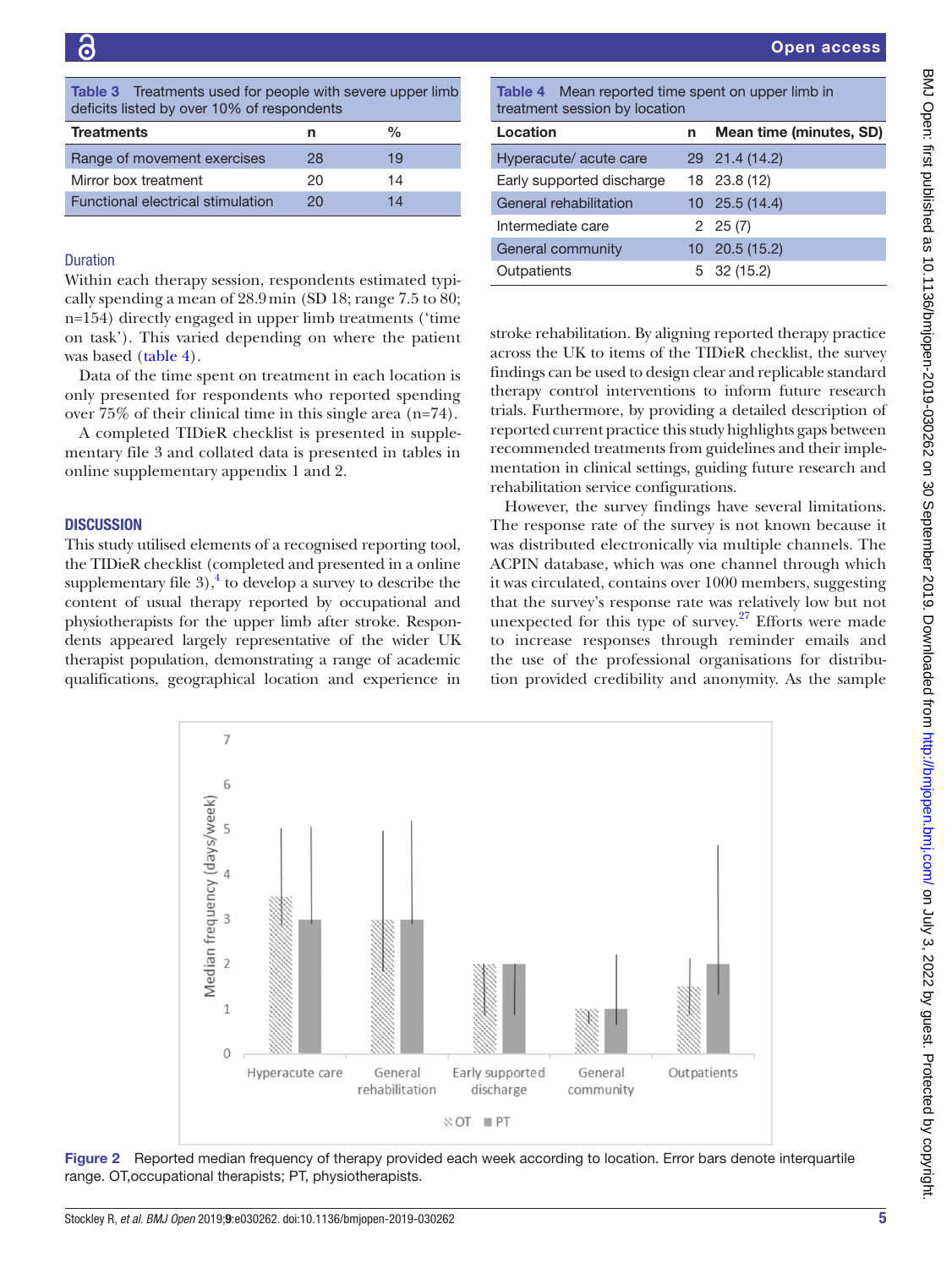**Table 3** Treatments used for people with severe upper limb deficits listed by over 10% of respondents

| Treatments | n | % |
|---|---|---|
| Range of movement exercises | 28 | 19 |
| Mirror box treatment | 20 | 14 |
| Functional electrical stimulation | 20 | 14 |

### Duration

Within each therapy session, respondents estimated typically spending a mean of 28.9 min (SD 18; range 7.5 to 80; n=154) directly engaged in upper limb treatments ('time on task'). This varied depending on where the patient was based (table 4).

Data of the time spent on treatment in each location is only presented for respondents who reported spending over 75% of their clinical time in this single area (n=74).

A completed TIDieR checklist is presented in supplementary file 3 and collated data is presented in tables in online supplementary appendix 1 and 2.

## DISCUSSION

This study utilised elements of a recognised reporting tool, the TIDieR checklist (completed and presented in a online supplementary file 3),[4] to develop a survey to describe the content of usual therapy reported by occupational and physiotherapists for the upper limb after stroke. Respondents appeared largely representative of the wider UK therapist population, demonstrating a range of academic qualifications, geographical location and experience in stroke rehabilitation. By aligning reported therapy practice across the UK to items of the TIDieR checklist, the survey findings can be used to design clear and replicable standard therapy control interventions to inform future research trials. Furthermore, by providing a detailed description of reported current practice this study highlights gaps between recommended treatments from guidelines and their implementation in clinical settings, guiding future research and rehabilitation service configurations.

However, the survey findings have several limitations. The response rate of the survey is not known because it was distributed electronically via multiple channels. The ACPIN database, which was one channel through which it was circulated, contains over 1000 members, suggesting that the survey's response rate was relatively low but not unexpected for this type of survey.[27] Efforts were made to increase responses through reminder emails and the use of the professional organisations for distribution provided credibility and anonymity. As the sample

**Table 4** Mean reported time spent on upper limb in treatment session by location

| Location | n | Mean time (minutes, SD) |
|---|---|---|
| Hyperacute/ acute care | 29 | 21.4 (14.2) |
| Early supported discharge | 18 | 23.8 (12) |
| General rehabilitation | 10 | 25.5 (14.4) |
| Intermediate care | 2 | 25 (7) |
| General community | 10 | 20.5 (15.2) |
| Outpatients | 5 | 32 (15.2) |

**Figure 2** Reported median frequency of therapy provided each week according to location. Error bars denote interquartile range. OT,occupational therapists; PT, physiotherapists.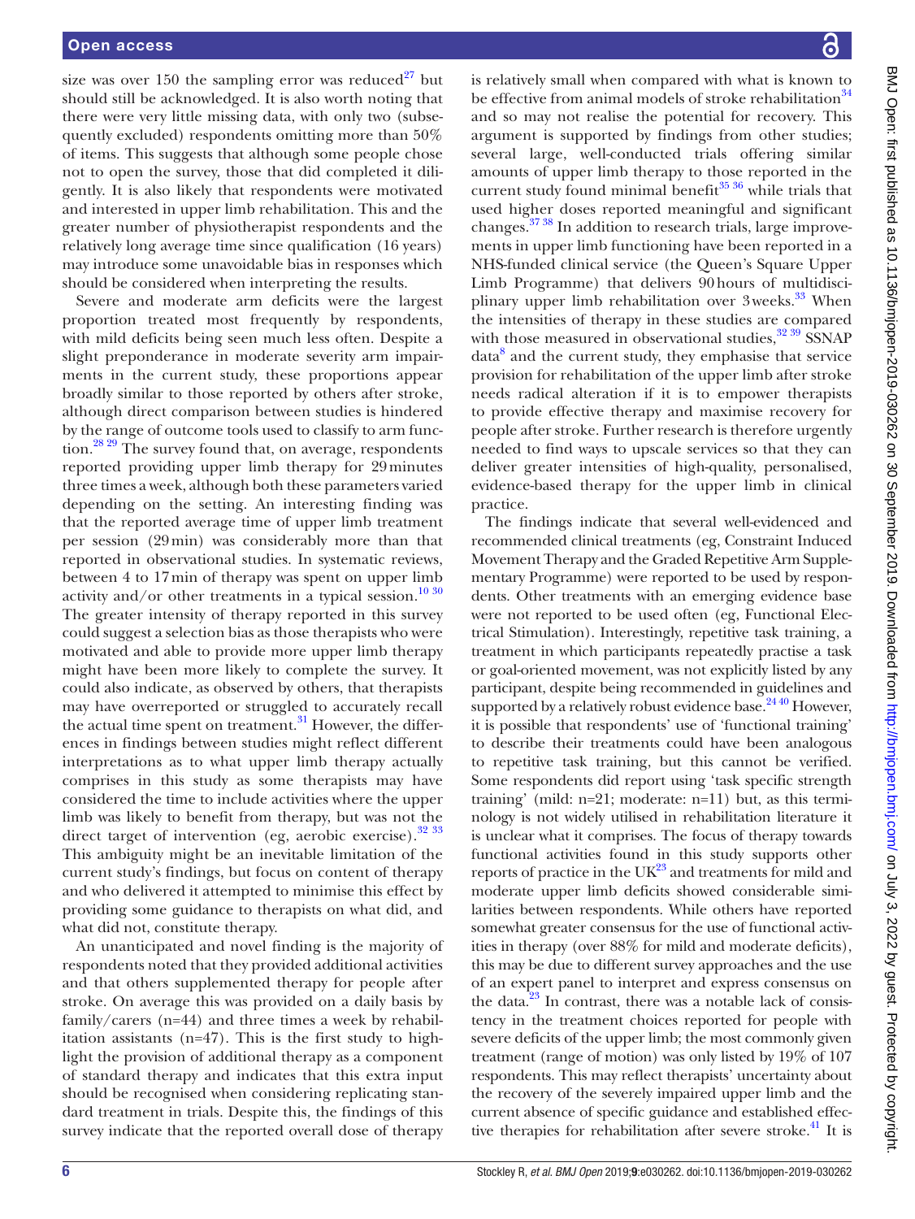size was over 150 the sampling error was reduced[27] but should still be acknowledged. It is also worth noting that there were very little missing data, with only two (subsequently excluded) respondents omitting more than 50% of items. This suggests that although some people chose not to open the survey, those that did completed it diligently. It is also likely that respondents were motivated and interested in upper limb rehabilitation. This and the greater number of physiotherapist respondents and the relatively long average time since qualification (16 years) may introduce some unavoidable bias in responses which should be considered when interpreting the results.

Severe and moderate arm deficits were the largest proportion treated most frequently by respondents, with mild deficits being seen much less often. Despite a slight preponderance in moderate severity arm impairments in the current study, these proportions appear broadly similar to those reported by others after stroke, although direct comparison between studies is hindered by the range of outcome tools used to classify to arm function.[28 29] The survey found that, on average, respondents reported providing upper limb therapy for 29 minutes three times a week, although both these parameters varied depending on the setting. An interesting finding was that the reported average time of upper limb treatment per session (29 min) was considerably more than that reported in observational studies. In systematic reviews, between 4 to 17 min of therapy was spent on upper limb activity and/or other treatments in a typical session.[10 30] The greater intensity of therapy reported in this survey could suggest a selection bias as those therapists who were motivated and able to provide more upper limb therapy might have been more likely to complete the survey. It could also indicate, as observed by others, that therapists may have overreported or struggled to accurately recall the actual time spent on treatment.[31] However, the differences in findings between studies might reflect different interpretations as to what upper limb therapy actually comprises in this study as some therapists may have considered the time to include activities where the upper limb was likely to benefit from therapy, but was not the direct target of intervention (eg, aerobic exercise).[32 33] This ambiguity might be an inevitable limitation of the current study's findings, but focus on content of therapy and who delivered it attempted to minimise this effect by providing some guidance to therapists on what did, and what did not, constitute therapy.

An unanticipated and novel finding is the majority of respondents noted that they provided additional activities and that others supplemented therapy for people after stroke. On average this was provided on a daily basis by family/carers (n=44) and three times a week by rehabilitation assistants (n=47). This is the first study to highlight the provision of additional therapy as a component of standard therapy and indicates that this extra input should be recognised when considering replicating standard treatment in trials. Despite this, the findings of this survey indicate that the reported overall dose of therapy is relatively small when compared with what is known to be effective from animal models of stroke rehabilitation[34] and so may not realise the potential for recovery. This argument is supported by findings from other studies; several large, well-conducted trials offering similar amounts of upper limb therapy to those reported in the current study found minimal benefit[35 36] while trials that used higher doses reported meaningful and significant changes.[37 38] In addition to research trials, large improvements in upper limb functioning have been reported in a NHS-funded clinical service (the Queen's Square Upper Limb Programme) that delivers 90 hours of multidisciplinary upper limb rehabilitation over 3 weeks.[33] When the intensities of therapy in these studies are compared with those measured in observational studies,[32 39] SSNAP data[8] and the current study, they emphasise that service provision for rehabilitation of the upper limb after stroke needs radical alteration if it is to empower therapists to provide effective therapy and maximise recovery for people after stroke. Further research is therefore urgently needed to find ways to upscale services so that they can deliver greater intensities of high-quality, personalised, evidence-based therapy for the upper limb in clinical practice.

The findings indicate that several well-evidenced and recommended clinical treatments (eg, Constraint Induced Movement Therapy and the Graded Repetitive Arm Supplementary Programme) were reported to be used by respondents. Other treatments with an emerging evidence base were not reported to be used often (eg, Functional Electrical Stimulation). Interestingly, repetitive task training, a treatment in which participants repeatedly practise a task or goal-oriented movement, was not explicitly listed by any participant, despite being recommended in guidelines and supported by a relatively robust evidence base.[24 40] However, it is possible that respondents' use of 'functional training' to describe their treatments could have been analogous to repetitive task training, but this cannot be verified. Some respondents did report using 'task specific strength training' (mild: n=21; moderate: n=11) but, as this terminology is not widely utilised in rehabilitation literature it is unclear what it comprises. The focus of therapy towards functional activities found in this study supports other reports of practice in the UK[23] and treatments for mild and moderate upper limb deficits showed considerable similarities between respondents. While others have reported somewhat greater consensus for the use of functional activities in therapy (over 88% for mild and moderate deficits), this may be due to different survey approaches and the use of an expert panel to interpret and express consensus on the data.[23] In contrast, there was a notable lack of consistency in the treatment choices reported for people with severe deficits of the upper limb; the most commonly given treatment (range of motion) was only listed by 19% of 107 respondents. This may reflect therapists' uncertainty about the recovery of the severely impaired upper limb and the current absence of specific guidance and established effective therapies for rehabilitation after severe stroke.[41] It is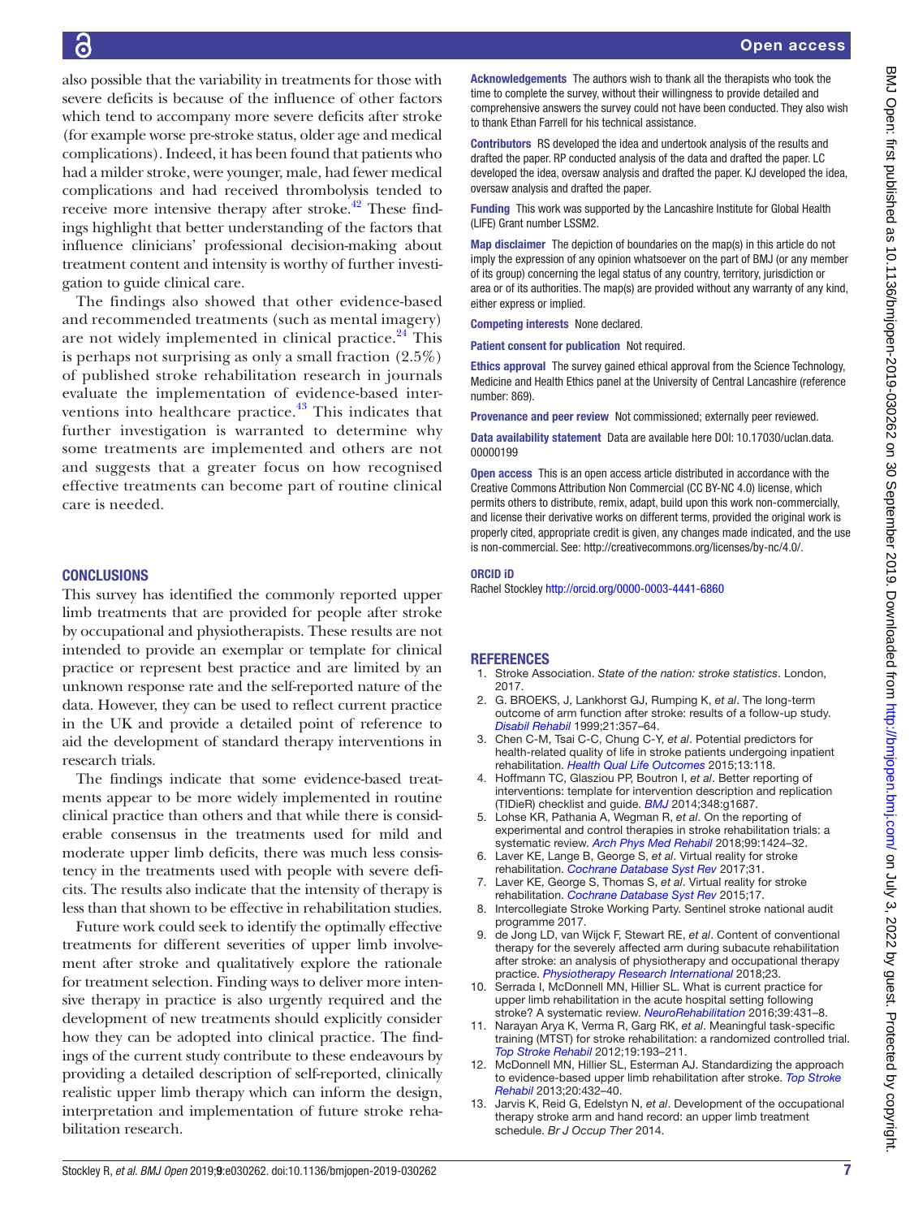also possible that the variability in treatments for those with severe deficits is because of the influence of other factors which tend to accompany more severe deficits after stroke (for example worse pre-stroke status, older age and medical complications). Indeed, it has been found that patients who had a milder stroke, were younger, male, had fewer medical complications and had received thrombolysis tended to receive more intensive therapy after stroke.[42] These findings highlight that better understanding of the factors that influence clinicians' professional decision-making about treatment content and intensity is worthy of further investigation to guide clinical care.

The findings also showed that other evidence-based and recommended treatments (such as mental imagery) are not widely implemented in clinical practice.[24] This is perhaps not surprising as only a small fraction (2.5%) of published stroke rehabilitation research in journals evaluate the implementation of evidence-based interventions into healthcare practice.[43] This indicates that further investigation is warranted to determine why some treatments are implemented and others are not and suggests that a greater focus on how recognised effective treatments can become part of routine clinical care is needed.

## CONCLUSIONS

This survey has identified the commonly reported upper limb treatments that are provided for people after stroke by occupational and physiotherapists. These results are not intended to provide an exemplar or template for clinical practice or represent best practice and are limited by an unknown response rate and the self-reported nature of the data. However, they can be used to reflect current practice in the UK and provide a detailed point of reference to aid the development of standard therapy interventions in research trials.

The findings indicate that some evidence-based treatments appear to be more widely implemented in routine clinical practice than others and that while there is considerable consensus in the treatments used for mild and moderate upper limb deficits, there was much less consistency in the treatments used with people with severe deficits. The results also indicate that the intensity of therapy is less than that shown to be effective in rehabilitation studies.

Future work could seek to identify the optimally effective treatments for different severities of upper limb involvement after stroke and qualitatively explore the rationale for treatment selection. Finding ways to deliver more intensive therapy in practice is also urgently required and the development of new treatments should explicitly consider how they can be adopted into clinical practice. The findings of the current study contribute to these endeavours by providing a detailed description of self-reported, clinically realistic upper limb therapy which can inform the design, interpretation and implementation of future stroke rehabilitation research.

**Acknowledgements** The authors wish to thank all the therapists who took the time to complete the survey, without their willingness to provide detailed and comprehensive answers the survey could not have been conducted. They also wish to thank Ethan Farrell for his technical assistance.

**Contributors** RS developed the idea and undertook analysis of the results and drafted the paper. RP conducted analysis of the data and drafted the paper. LC developed the idea, oversaw analysis and drafted the paper. KJ developed the idea, oversaw analysis and drafted the paper.

**Funding** This work was supported by the Lancashire Institute for Global Health (LIFE) Grant number LSSM2.

**Map disclaimer** The depiction of boundaries on the map(s) in this article do not imply the expression of any opinion whatsoever on the part of BMJ (or any member of its group) concerning the legal status of any country, territory, jurisdiction or area or of its authorities. The map(s) are provided without any warranty of any kind, either express or implied.

**Competing interests** None declared.

**Patient consent for publication** Not required.

**Ethics approval** The survey gained ethical approval from the Science Technology, Medicine and Health Ethics panel at the University of Central Lancashire (reference number: 869).

**Provenance and peer review** Not commissioned; externally peer reviewed.

**Data availability statement** Data are available here DOI: 10.17030/uclan.data.00000199

**Open access** This is an open access article distributed in accordance with the Creative Commons Attribution Non Commercial (CC BY-NC 4.0) license, which permits others to distribute, remix, adapt, build upon this work non-commercially, and license their derivative works on different terms, provided the original work is properly cited, appropriate credit is given, any changes made indicated, and the use is non-commercial. See: http://creativecommons.org/licenses/by-nc/4.0/.

**ORCID iD**

Rachel Stockley http://orcid.org/0000-0003-4441-6860

## REFERENCES

1. Stroke Association. *State of the nation: stroke statistics*. London, 2017.
2. G. BROEKS, J, Lankhorst GJ, Rumping K, *et al*. The long-term outcome of arm function after stroke: results of a follow-up study. *Disabil Rehabil* 1999;21:357–64.
3. Chen C-M, Tsai C-C, Chung C-Y, *et al*. Potential predictors for health-related quality of life in stroke patients undergoing inpatient rehabilitation. *Health Qual Life Outcomes* 2015;13:118.
4. Hoffmann TC, Glasziou PP, Boutron I, *et al*. Better reporting of interventions: template for intervention description and replication (TIDieR) checklist and guide. *BMJ* 2014;348:g1687.
5. Lohse KR, Pathania A, Wegman R, *et al*. On the reporting of experimental and control therapies in stroke rehabilitation trials: a systematic review. *Arch Phys Med Rehabil* 2018;99:1424–32.
6. Laver KE, Lange B, George S, *et al*. Virtual reality for stroke rehabilitation. *Cochrane Database Syst Rev* 2017;31.
7. Laver KE, George S, Thomas S, *et al*. Virtual reality for stroke rehabilitation. *Cochrane Database Syst Rev* 2015;17.
8. Intercollegiate Stroke Working Party. Sentinel stroke national audit programme 2017.
9. de Jong LD, van Wijck F, Stewart RE, *et al*. Content of conventional therapy for the severely affected arm during subacute rehabilitation after stroke: an analysis of physiotherapy and occupational therapy practice. *Physiotherapy Research International* 2018;23.
10. Serrada I, McDonnell MN, Hillier SL. What is current practice for upper limb rehabilitation in the acute hospital setting following stroke? A systematic review. *NeuroRehabilitation* 2016;39:431–8.
11. Narayan Arya K, Verma R, Garg RK, *et al*. Meaningful task-specific training (MTST) for stroke rehabilitation: a randomized controlled trial. *Top Stroke Rehabil* 2012;19:193–211.
12. McDonnell MN, Hillier SL, Esterman AJ. Standardizing the approach to evidence-based upper limb rehabilitation after stroke. *Top Stroke Rehabil* 2013;20:432–40.
13. Jarvis K, Reid G, Edelstyn N, *et al*. Development of the occupational therapy stroke arm and hand record: an upper limb treatment schedule. *Br J Occup Ther* 2014.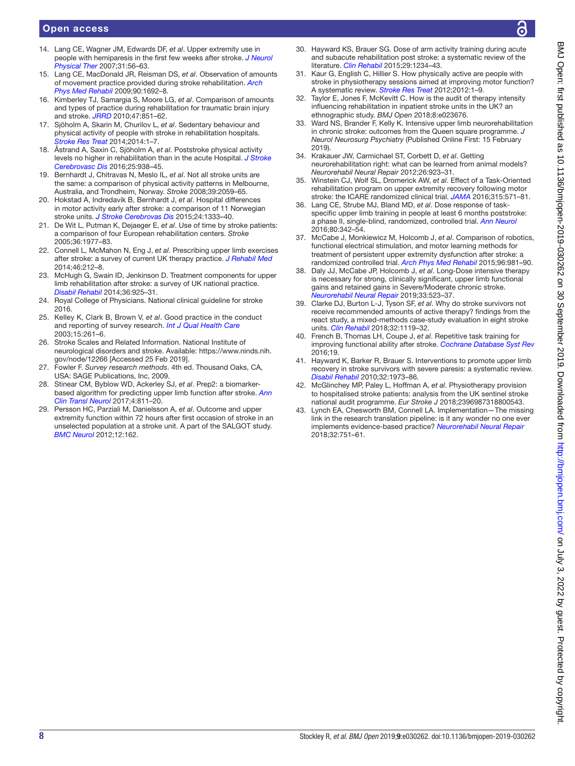14. Lang CE, Wagner JM, Edwards DF, *et al*. Upper extremity use in people with hemiparesis in the first few weeks after stroke. *J Neurol Physical Ther* 2007;31:56–63.
15. Lang CE, MacDonald JR, Reisman DS, *et al*. Observation of amounts of movement practice provided during stroke rehabilitation. *Arch Phys Med Rehabil* 2009;90:1692–8.
16. Kimberley TJ, Samargia S, Moore LG, *et al*. Comparison of amounts and types of practice during rehabilitation for traumatic brain injury and stroke. *JRRD* 2010;47:851–62.
17. Sjöholm A, Skarin M, Churilov L, *et al*. Sedentary behaviour and physical activity of people with stroke in rehabilitation hospitals. *Stroke Res Treat* 2014;2014:1–7.
18. Åstrand A, Saxin C, Sjöholm A, *et al*. Poststroke physical activity levels no higher in rehabilitation than in the acute Hospital. *J Stroke Cerebrovasc Dis* 2016;25:938–45.
19. Bernhardt J, Chitravas N, Meslo IL, *et al*. Not all stroke units are the same: a comparison of physical activity patterns in Melbourne, Australia, and Trondheim, Norway. *Stroke* 2008;39:2059–65.
20. Hokstad A, Indredavik B, Bernhardt J, *et al*. Hospital differences in motor activity early after stroke: a comparison of 11 Norwegian stroke units. *J Stroke Cerebrovas Dis* 2015;24:1333–40.
21. De Wit L, Putman K, Dejaegeer E, *et al*. Use of time by stroke patients: a comparison of four European rehabilitation centers. *Stroke* 2005;36:1977–83.
22. Connell L, McMahon N, Eng J, *et al*. Prescribing upper limb exercises after stroke: a survey of current UK therapy practice. *J Rehabil Med* 2014;46:212–8.
23. McHugh G, Swain ID, Jenkinson D. Treatment components for upper limb rehabilitation after stroke: a survey of UK national practice. *Disabil Rehabil* 2014;36:925–31.
24. Royal College of Physicians. National clinical guideline for stroke 2016.
25. Kelley K, Clark B, Brown V, *et al*. Good practice in the conduct and reporting of survey research. *Int J Qual Health Care* 2003;15:261–6.
26. Stroke Scales and Related Information. National Institute of neurological disorders and stroke. Available: https://www.ninds.nih.gov/node/12266 [Accessed 25 Feb 2019].
27. Fowler F. *Survey research methods*. 4th ed. Thousand Oaks, CA, USA: SAGE Publications, Inc, 2009.
28. Stinear CM, Byblow WD, Ackerley SJ, *et al*. Prep2: a biomarker-based algorithm for predicting upper limb function after stroke. *Ann Clin Transl Neurol* 2017;4:811–20.
29. Persson HC, Parziali M, Danielsson A, *et al*. Outcome and upper extremity function within 72 hours after first occasion of stroke in an unselected population at a stroke unit. A part of the SALGOT study. *BMC Neurol* 2012;12:162.
30. Hayward KS, Brauer SG. Dose of arm activity training during acute and subacute rehabilitation post stroke: a systematic review of the literature. *Clin Rehabil* 2015;29:1234–43.
31. Kaur G, English C, Hillier S. How physically active are people with stroke in physiotherapy sessions aimed at improving motor function? A systematic review. *Stroke Res Treat* 2012;2012:1–9.
32. Taylor E, Jones F, McKevitt C. How is the audit of therapy intensity influencing rehabilitation in inpatient stroke units in the UK? an ethnographic study. *BMJ Open* 2018;8:e023676.
33. Ward NS, Brander F, Kelly K. Intensive upper limb neurorehabilitation in chronic stroke: outcomes from the Queen square programme. *J Neurol Neurosurg Psychiatry* (Published Online First: 15 February 2019).
34. Krakauer JW, Carmichael ST, Corbett D, *et al*. Getting neurorehabilitation right: what can be learned from animal models? *Neurorehabil Neural Repair* 2012;26:923–31.
35. Winstein CJ, Wolf SL, Dromerick AW, *et al*. Effect of a Task-Oriented rehabilitation program on upper extremity recovery following motor stroke: the ICARE randomized clinical trial. *JAMA* 2016;315:571–81.
36. Lang CE, Strube MJ, Bland MD, *et al*. Dose response of task-specific upper limb training in people at least 6 months poststroke: a phase II, single-blind, randomized, controlled trial. *Ann Neurol* 2016;80:342–54.
37. McCabe J, Monkiewicz M, Holcomb J, *et al*. Comparison of robotics, functional electrical stimulation, and motor learning methods for treatment of persistent upper extremity dysfunction after stroke: a randomized controlled trial. *Arch Phys Med Rehabil* 2015;96:981–90.
38. Daly JJ, McCabe JP, Holcomb J, *et al*. Long-Dose intensive therapy is necessary for strong, clinically significant, upper limb functional gains and retained gains in Severe/Moderate chronic stroke. *Neurorehabil Neural Repair* 2019;33:523–37.
39. Clarke DJ, Burton L-J, Tyson SF, *et al*. Why do stroke survivors not receive recommended amounts of active therapy? findings from the react study, a mixed-methods case-study evaluation in eight stroke units. *Clin Rehabil* 2018;32:1119–32.
40. French B, Thomas LH, Coupe J, *et al*. Repetitive task training for improving functional ability after stroke. *Cochrane Database Syst Rev* 2016;19.
41. Hayward K, Barker R, Brauer S. Interventions to promote upper limb recovery in stroke survivors with severe paresis: a systematic review. *Disabil Rehabil* 2010;32:1973–86.
42. McGlinchey MP, Paley L, Hoffman A, *et al*. Physiotherapy provision to hospitalised stroke patients: analysis from the UK sentinel stroke national audit programme. *Eur Stroke J* 2018;2396987318800543.
43. Lynch EA, Chesworth BM, Connell LA. Implementation—The missing link in the research translation pipeline: is it any wonder no one ever implements evidence-based practice? *Neurorehabil Neural Repair* 2018;32:751–61.